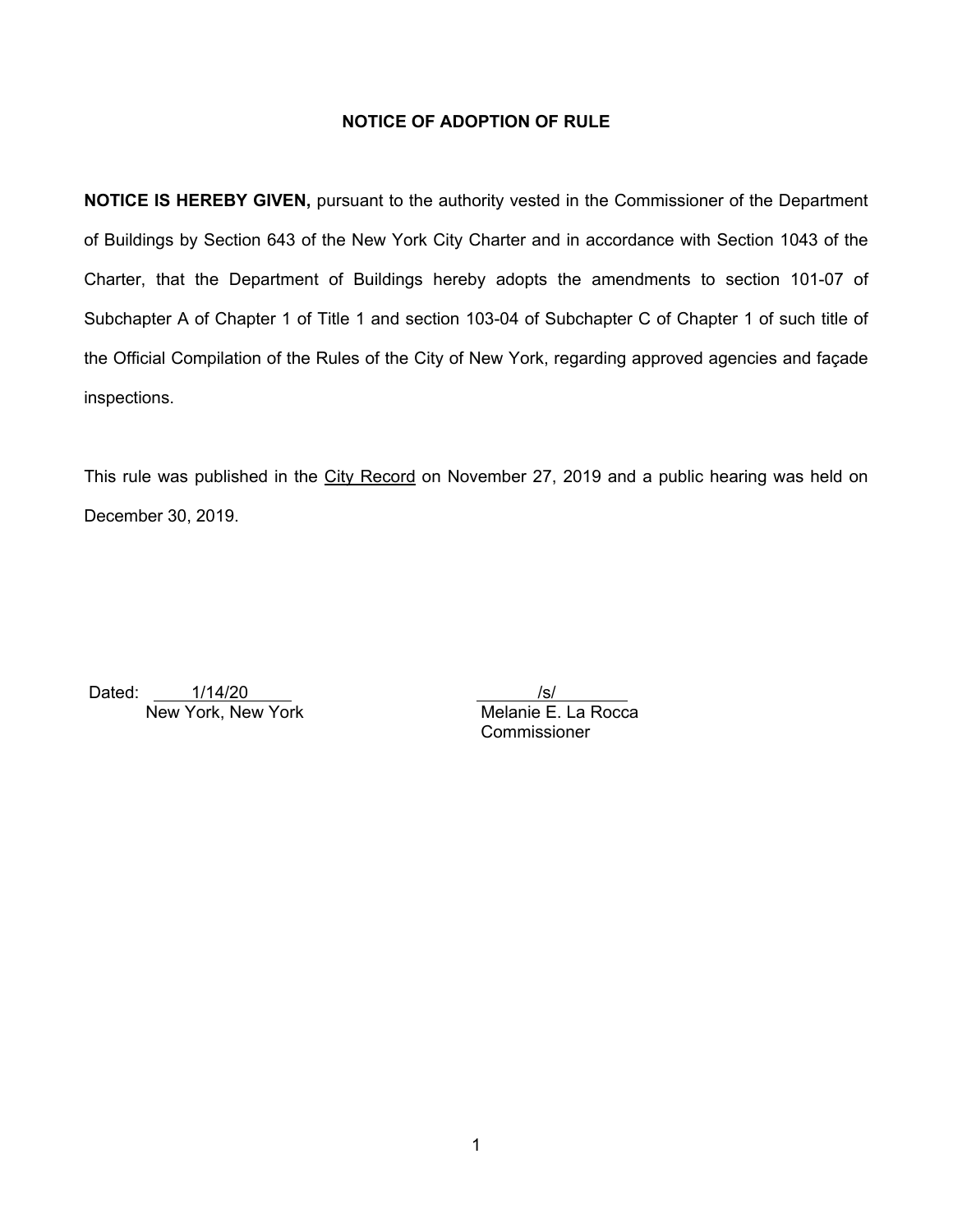# NOTICE OF ADOPTION OF RULE

**NOTICE IS HEREBY GIVEN,** pursuant to the authority vested in the Commissioner of the Department of Buildings by Section 643 of the New York City Charter and in accordance with Section 1043 of the Charter, that the Department of Buildings hereby adopts the amendments to section 101-07 of Subchapter A of Chapter 1 of Title 1 and section 103-04 of Subchapter C of Chapter 1 of such title of the Official Compilation of the Rules of the City of New York, regarding approved agencies and façade inspections.

This rule was published in the City Record on November 27, 2019 and a public hearing was held on December 30, 2019.

Dated: 1/14/20
New York, New York

/s/
Melanie E. La Rocca
Commissioner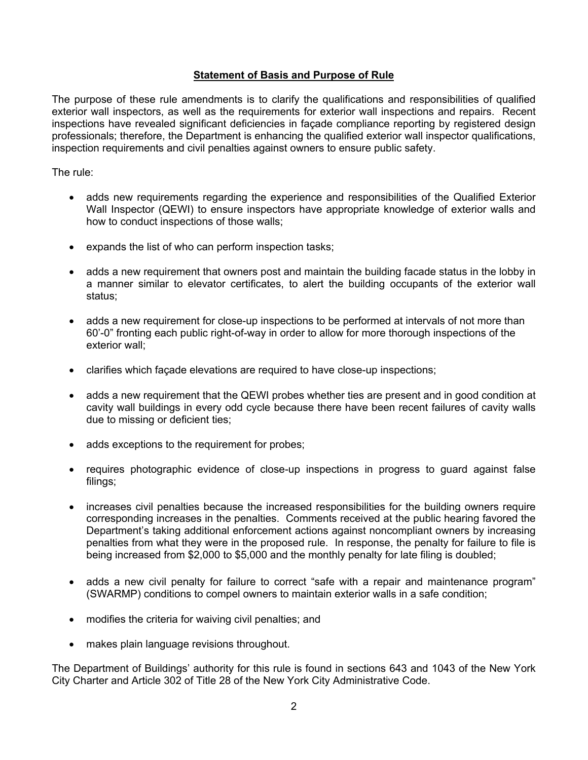## Statement of Basis and Purpose of Rule

The purpose of these rule amendments is to clarify the qualifications and responsibilities of qualified exterior wall inspectors, as well as the requirements for exterior wall inspections and repairs. Recent inspections have revealed significant deficiencies in façade compliance reporting by registered design professionals; therefore, the Department is enhancing the qualified exterior wall inspector qualifications, inspection requirements and civil penalties against owners to ensure public safety.

The rule:

- adds new requirements regarding the experience and responsibilities of the Qualified Exterior Wall Inspector (QEWI) to ensure inspectors have appropriate knowledge of exterior walls and how to conduct inspections of those walls;
- expands the list of who can perform inspection tasks;
- adds a new requirement that owners post and maintain the building facade status in the lobby in a manner similar to elevator certificates, to alert the building occupants of the exterior wall status;
- adds a new requirement for close-up inspections to be performed at intervals of not more than 60'-0" fronting each public right-of-way in order to allow for more thorough inspections of the exterior wall;
- clarifies which façade elevations are required to have close-up inspections;
- adds a new requirement that the QEWI probes whether ties are present and in good condition at cavity wall buildings in every odd cycle because there have been recent failures of cavity walls due to missing or deficient ties;
- adds exceptions to the requirement for probes;
- requires photographic evidence of close-up inspections in progress to guard against false filings;
- increases civil penalties because the increased responsibilities for the building owners require corresponding increases in the penalties. Comments received at the public hearing favored the Department's taking additional enforcement actions against noncompliant owners by increasing penalties from what they were in the proposed rule. In response, the penalty for failure to file is being increased from $2,000 to $5,000 and the monthly penalty for late filing is doubled;
- adds a new civil penalty for failure to correct "safe with a repair and maintenance program" (SWARMP) conditions to compel owners to maintain exterior walls in a safe condition;
- modifies the criteria for waiving civil penalties; and
- makes plain language revisions throughout.

The Department of Buildings' authority for this rule is found in sections 643 and 1043 of the New York City Charter and Article 302 of Title 28 of the New York City Administrative Code.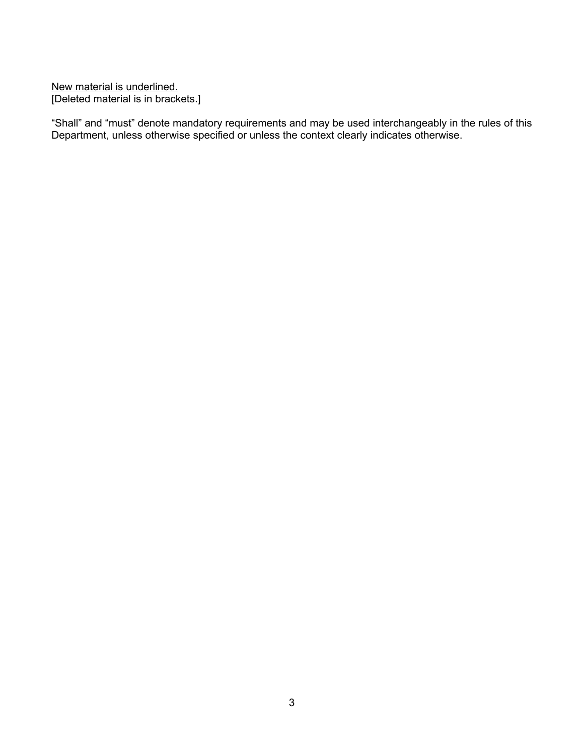<u>New material is underlined.</u>
[Deleted material is in brackets.]

“Shall” and “must” denote mandatory requirements and may be used interchangeably in the rules of this Department, unless otherwise specified or unless the context clearly indicates otherwise.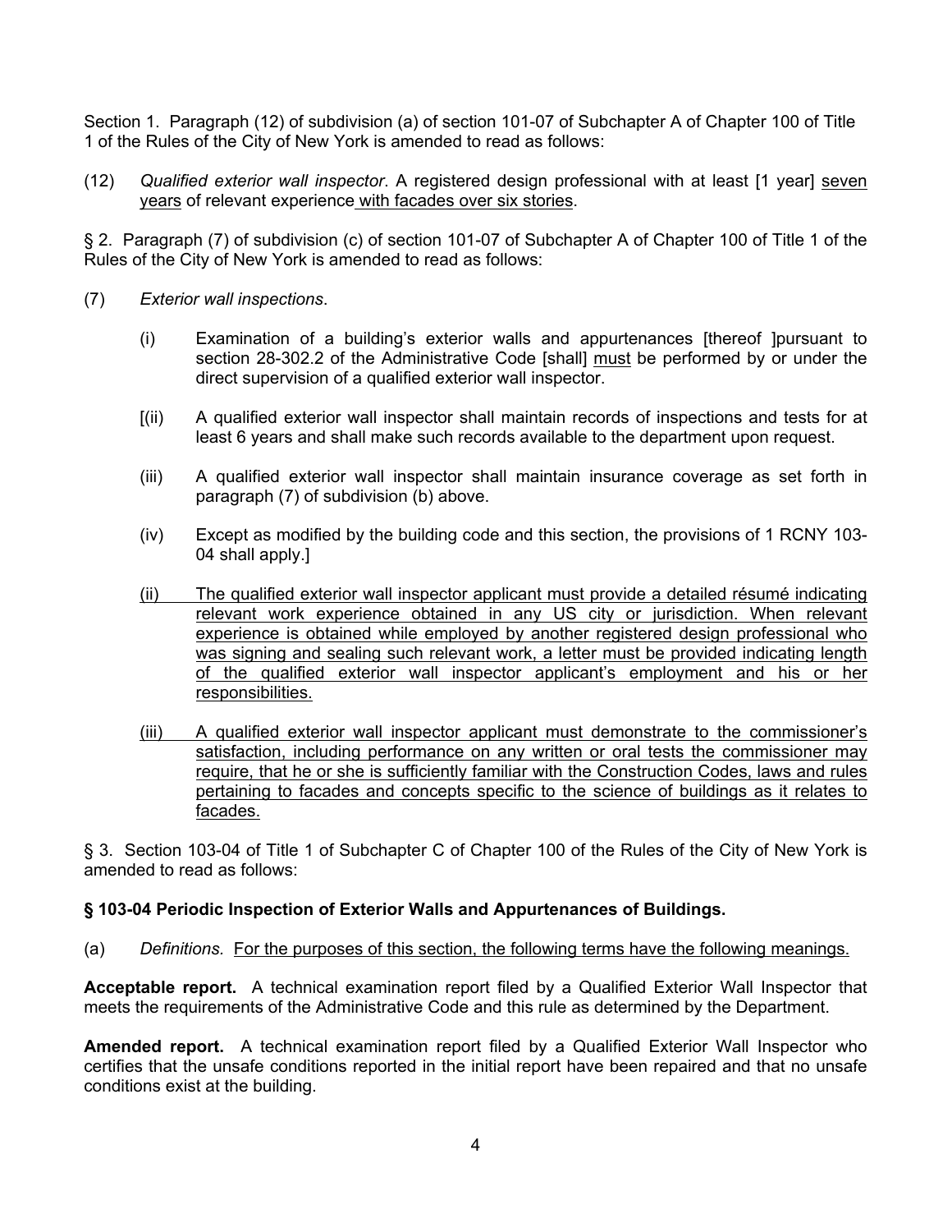Section 1. Paragraph (12) of subdivision (a) of section 101-07 of Subchapter A of Chapter 100 of Title 1 of the Rules of the City of New York is amended to read as follows:

(12) *Qualified exterior wall inspector*. A registered design professional with at least [1 year] seven years of relevant experience with facades over six stories.

§ 2. Paragraph (7) of subdivision (c) of section 101-07 of Subchapter A of Chapter 100 of Title 1 of the Rules of the City of New York is amended to read as follows:

(7) *Exterior wall inspections*.

(i) Examination of a building's exterior walls and appurtenances [thereof ]pursuant to section 28-302.2 of the Administrative Code [shall] must be performed by or under the direct supervision of a qualified exterior wall inspector.

[(ii) A qualified exterior wall inspector shall maintain records of inspections and tests for at least 6 years and shall make such records available to the department upon request.

(iii) A qualified exterior wall inspector shall maintain insurance coverage as set forth in paragraph (7) of subdivision (b) above.

(iv) Except as modified by the building code and this section, the provisions of 1 RCNY 103-04 shall apply.]

(ii) The qualified exterior wall inspector applicant must provide a detailed résumé indicating relevant work experience obtained in any US city or jurisdiction. When relevant experience is obtained while employed by another registered design professional who was signing and sealing such relevant work, a letter must be provided indicating length of the qualified exterior wall inspector applicant's employment and his or her responsibilities.

(iii) A qualified exterior wall inspector applicant must demonstrate to the commissioner's satisfaction, including performance on any written or oral tests the commissioner may require, that he or she is sufficiently familiar with the Construction Codes, laws and rules pertaining to facades and concepts specific to the science of buildings as it relates to facades.

§ 3. Section 103-04 of Title 1 of Subchapter C of Chapter 100 of the Rules of the City of New York is amended to read as follows:

**§ 103-04 Periodic Inspection of Exterior Walls and Appurtenances of Buildings.**

(a) *Definitions.* For the purposes of this section, the following terms have the following meanings.

**Acceptable report.** A technical examination report filed by a Qualified Exterior Wall Inspector that meets the requirements of the Administrative Code and this rule as determined by the Department.

**Amended report.** A technical examination report filed by a Qualified Exterior Wall Inspector who certifies that the unsafe conditions reported in the initial report have been repaired and that no unsafe conditions exist at the building.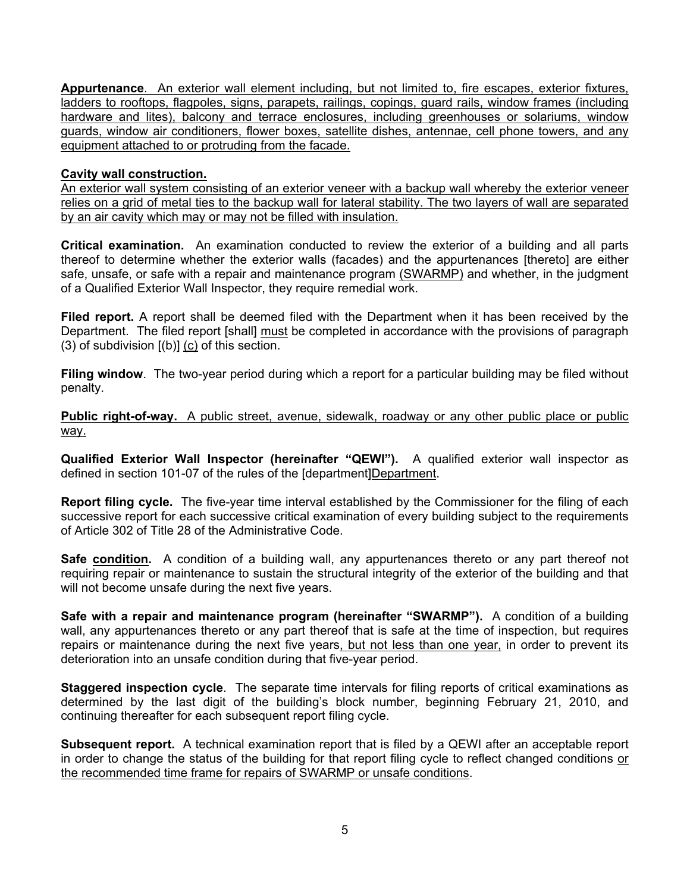**Appurtenance**. An exterior wall element including, but not limited to, fire escapes, exterior fixtures, ladders to rooftops, flagpoles, signs, parapets, railings, copings, guard rails, window frames (including hardware and lites), balcony and terrace enclosures, including greenhouses or solariums, window guards, window air conditioners, flower boxes, satellite dishes, antennae, cell phone towers, and any equipment attached to or protruding from the facade.

**Cavity wall construction.**
An exterior wall system consisting of an exterior veneer with a backup wall whereby the exterior veneer relies on a grid of metal ties to the backup wall for lateral stability. The two layers of wall are separated by an air cavity which may or may not be filled with insulation.

**Critical examination.** An examination conducted to review the exterior of a building and all parts thereof to determine whether the exterior walls (facades) and the appurtenances [thereto] are either safe, unsafe, or safe with a repair and maintenance program (SWARMP) and whether, in the judgment of a Qualified Exterior Wall Inspector, they require remedial work.

**Filed report.** A report shall be deemed filed with the Department when it has been received by the Department. The filed report [shall] must be completed in accordance with the provisions of paragraph (3) of subdivision [(b)] (c) of this section.

**Filing window**. The two-year period during which a report for a particular building may be filed without penalty.

**Public right-of-way.** A public street, avenue, sidewalk, roadway or any other public place or public way.

**Qualified Exterior Wall Inspector (hereinafter "QEWI").** A qualified exterior wall inspector as defined in section 101-07 of the rules of the [department]Department.

**Report filing cycle.** The five-year time interval established by the Commissioner for the filing of each successive report for each successive critical examination of every building subject to the requirements of Article 302 of Title 28 of the Administrative Code.

**Safe condition.** A condition of a building wall, any appurtenances thereto or any part thereof not requiring repair or maintenance to sustain the structural integrity of the exterior of the building and that will not become unsafe during the next five years.

**Safe with a repair and maintenance program (hereinafter "SWARMP").** A condition of a building wall, any appurtenances thereto or any part thereof that is safe at the time of inspection, but requires repairs or maintenance during the next five years, but not less than one year, in order to prevent its deterioration into an unsafe condition during that five-year period.

**Staggered inspection cycle**. The separate time intervals for filing reports of critical examinations as determined by the last digit of the building's block number, beginning February 21, 2010, and continuing thereafter for each subsequent report filing cycle.

**Subsequent report.** A technical examination report that is filed by a QEWI after an acceptable report in order to change the status of the building for that report filing cycle to reflect changed conditions or the recommended time frame for repairs of SWARMP or unsafe conditions.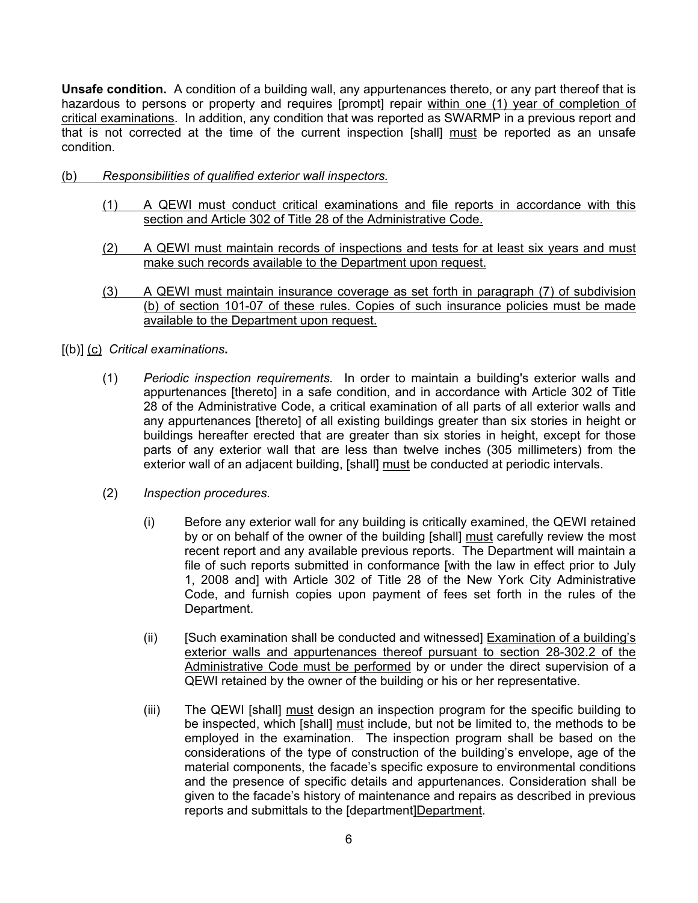**Unsafe condition.** A condition of a building wall, any appurtenances thereto, or any part thereof that is hazardous to persons or property and requires [prompt] repair within one (1) year of completion of critical examinations. In addition, any condition that was reported as SWARMP in a previous report and that is not corrected at the time of the current inspection [shall] must be reported as an unsafe condition.

(b) *Responsibilities of qualified exterior wall inspectors.*

(1) A QEWI must conduct critical examinations and file reports in accordance with this section and Article 302 of Title 28 of the Administrative Code.

(2) A QEWI must maintain records of inspections and tests for at least six years and must make such records available to the Department upon request.

(3) A QEWI must maintain insurance coverage as set forth in paragraph (7) of subdivision (b) of section 101-07 of these rules. Copies of such insurance policies must be made available to the Department upon request.

[(b)] (c) *Critical examinations***.**

(1) *Periodic inspection requirements.* In order to maintain a building's exterior walls and appurtenances [thereto] in a safe condition, and in accordance with Article 302 of Title 28 of the Administrative Code, a critical examination of all parts of all exterior walls and any appurtenances [thereto] of all existing buildings greater than six stories in height or buildings hereafter erected that are greater than six stories in height, except for those parts of any exterior wall that are less than twelve inches (305 millimeters) from the exterior wall of an adjacent building, [shall] must be conducted at periodic intervals.

(2) *Inspection procedures.*

(i) Before any exterior wall for any building is critically examined, the QEWI retained by or on behalf of the owner of the building [shall] must carefully review the most recent report and any available previous reports. The Department will maintain a file of such reports submitted in conformance [with the law in effect prior to July 1, 2008 and] with Article 302 of Title 28 of the New York City Administrative Code, and furnish copies upon payment of fees set forth in the rules of the Department.

(ii) [Such examination shall be conducted and witnessed] Examination of a building's exterior walls and appurtenances thereof pursuant to section 28-302.2 of the Administrative Code must be performed by or under the direct supervision of a QEWI retained by the owner of the building or his or her representative.

(iii) The QEWI [shall] must design an inspection program for the specific building to be inspected, which [shall] must include, but not be limited to, the methods to be employed in the examination. The inspection program shall be based on the considerations of the type of construction of the building's envelope, age of the material components, the facade's specific exposure to environmental conditions and the presence of specific details and appurtenances. Consideration shall be given to the facade's history of maintenance and repairs as described in previous reports and submittals to the [department]Department.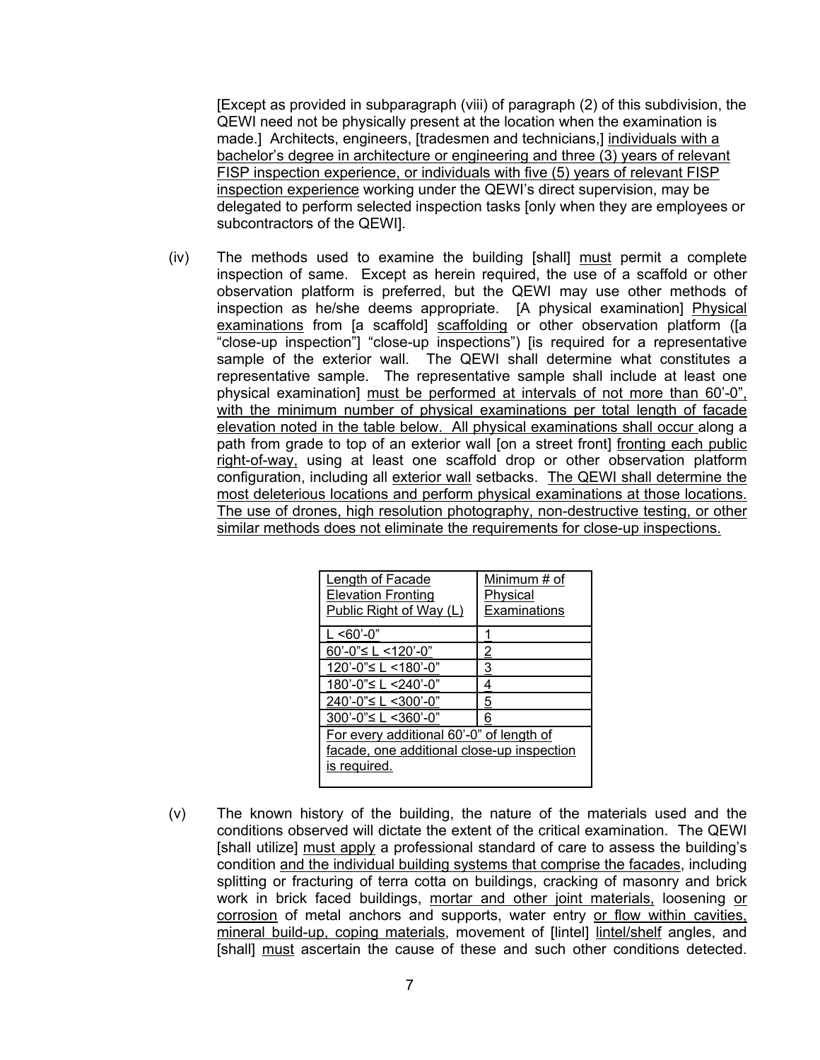[Except as provided in subparagraph (viii) of paragraph (2) of this subdivision, the QEWI need not be physically present at the location when the examination is made.] Architects, engineers, [tradesmen and technicians,] individuals with a bachelor's degree in architecture or engineering and three (3) years of relevant FISP inspection experience, or individuals with five (5) years of relevant FISP inspection experience working under the QEWI's direct supervision, may be delegated to perform selected inspection tasks [only when they are employees or subcontractors of the QEWI].

(iv) The methods used to examine the building [shall] must permit a complete inspection of same. Except as herein required, the use of a scaffold or other observation platform is preferred, but the QEWI may use other methods of inspection as he/she deems appropriate. [A physical examination] Physical examinations from [a scaffold] scaffolding or other observation platform ([a "close-up inspection"] "close-up inspections") [is required for a representative sample of the exterior wall. The QEWI shall determine what constitutes a representative sample. The representative sample shall include at least one physical examination] must be performed at intervals of not more than 60'-0", with the minimum number of physical examinations per total length of facade elevation noted in the table below. All physical examinations shall occur along a path from grade to top of an exterior wall [on a street front] fronting each public right-of-way, using at least one scaffold drop or other observation platform configuration, including all exterior wall setbacks. The QEWI shall determine the most deleterious locations and perform physical examinations at those locations. The use of drones, high resolution photography, non-destructive testing, or other similar methods does not eliminate the requirements for close-up inspections.

| Length of Facade Elevation Fronting Public Right of Way (L) | Minimum # of Physical Examinations |
|---|---|
| L <60'-0" | 1 |
| 60'-0"≤ L <120'-0" | 2 |
| 120'-0"≤ L <180'-0" | 3 |
| 180'-0"≤ L <240'-0" | 4 |
| 240'-0"≤ L <300'-0" | 5 |
| 300'-0"≤ L <360'-0" | 6 |
| For every additional 60'-0" of length of facade, one additional close-up inspection is required. | |

(v) The known history of the building, the nature of the materials used and the conditions observed will dictate the extent of the critical examination. The QEWI [shall utilize] must apply a professional standard of care to assess the building's condition and the individual building systems that comprise the facades, including splitting or fracturing of terra cotta on buildings, cracking of masonry and brick work in brick faced buildings, mortar and other joint materials, loosening or corrosion of metal anchors and supports, water entry or flow within cavities, mineral build-up, coping materials, movement of [lintel] lintel/shelf angles, and [shall] must ascertain the cause of these and such other conditions detected.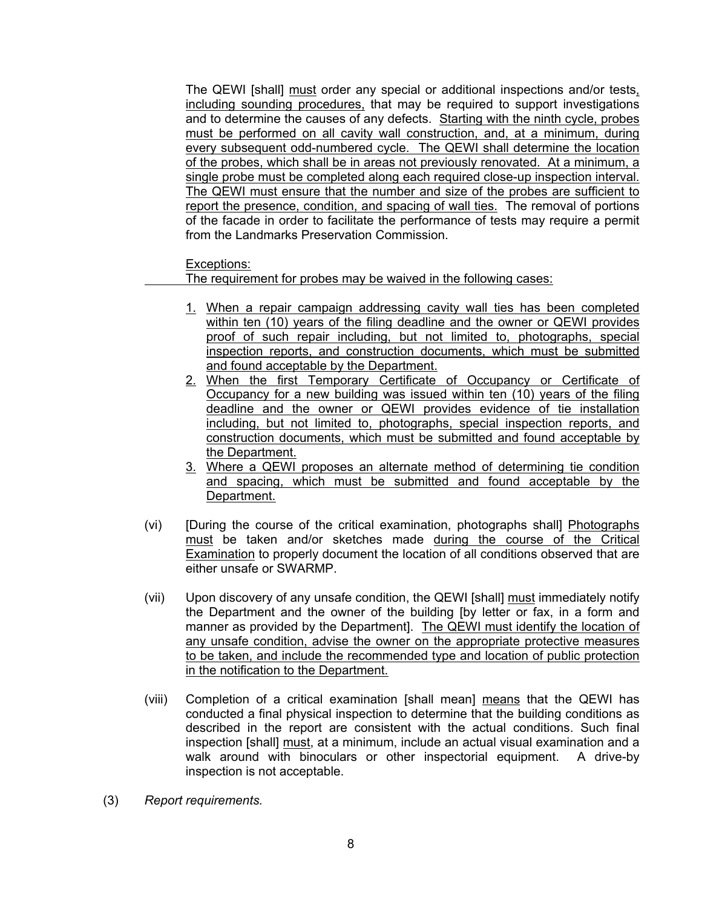The QEWI [shall] must order any special or additional inspections and/or tests, including sounding procedures, that may be required to support investigations and to determine the causes of any defects. Starting with the ninth cycle, probes must be performed on all cavity wall construction, and, at a minimum, during every subsequent odd-numbered cycle. The QEWI shall determine the location of the probes, which shall be in areas not previously renovated. At a minimum, a single probe must be completed along each required close-up inspection interval. The QEWI must ensure that the number and size of the probes are sufficient to report the presence, condition, and spacing of wall ties. The removal of portions of the facade in order to facilitate the performance of tests may require a permit from the Landmarks Preservation Commission.

Exceptions:
The requirement for probes may be waived in the following cases:

1. When a repair campaign addressing cavity wall ties has been completed within ten (10) years of the filing deadline and the owner or QEWI provides proof of such repair including, but not limited to, photographs, special inspection reports, and construction documents, which must be submitted and found acceptable by the Department.
2. When the first Temporary Certificate of Occupancy or Certificate of Occupancy for a new building was issued within ten (10) years of the filing deadline and the owner or QEWI provides evidence of tie installation including, but not limited to, photographs, special inspection reports, and construction documents, which must be submitted and found acceptable by the Department.
3. Where a QEWI proposes an alternate method of determining tie condition and spacing, which must be submitted and found acceptable by the Department.

(vi) [During the course of the critical examination, photographs shall] Photographs must be taken and/or sketches made during the course of the Critical Examination to properly document the location of all conditions observed that are either unsafe or SWARMP.

(vii) Upon discovery of any unsafe condition, the QEWI [shall] must immediately notify the Department and the owner of the building [by letter or fax, in a form and manner as provided by the Department]. The QEWI must identify the location of any unsafe condition, advise the owner on the appropriate protective measures to be taken, and include the recommended type and location of public protection in the notification to the Department.

(viii) Completion of a critical examination [shall mean] means that the QEWI has conducted a final physical inspection to determine that the building conditions as described in the report are consistent with the actual conditions. Such final inspection [shall] must, at a minimum, include an actual visual examination and a walk around with binoculars or other inspectorial equipment. A drive-by inspection is not acceptable.

(3) *Report requirements.*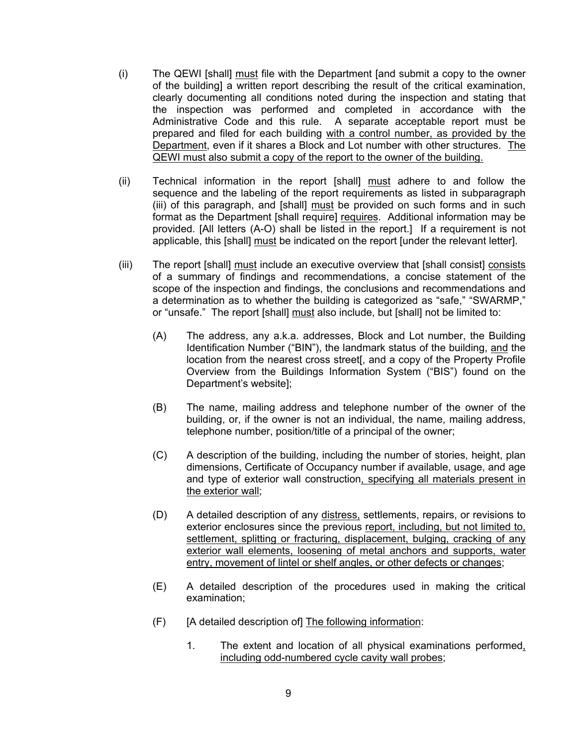(i) The QEWI [shall] <u>must</u> file with the Department [and submit a copy to the owner of the building] a written report describing the result of the critical examination, clearly documenting all conditions noted during the inspection and stating that the inspection was performed and completed in accordance with the Administrative Code and this rule. A separate acceptable report must be prepared and filed for each building <u>with a control number, as provided by the Department</u>, even if it shares a Block and Lot number with other structures. <u>The QEWI must also submit a copy of the report to the owner of the building.</u>

(ii) Technical information in the report [shall] <u>must</u> adhere to and follow the sequence and the labeling of the report requirements as listed in subparagraph (iii) of this paragraph, and [shall] <u>must</u> be provided on such forms and in such format as the Department [shall require] <u>requires</u>. Additional information may be provided. [All letters (A-O) shall be listed in the report.] If a requirement is not applicable, this [shall] <u>must</u> be indicated on the report [under the relevant letter].

(iii) The report [shall] <u>must</u> include an executive overview that [shall consist] <u>consists</u> of a summary of findings and recommendations, a concise statement of the scope of the inspection and findings, the conclusions and recommendations and a determination as to whether the building is categorized as "safe," "SWARMP," or "unsafe." The report [shall] <u>must</u> also include, but [shall] not be limited to:

(A) The address, any a.k.a. addresses, Block and Lot number, the Building Identification Number ("BIN"), the landmark status of the building, <u>and</u> the location from the nearest cross street[, and a copy of the Property Profile Overview from the Buildings Information System ("BIS") found on the Department's website];

(B) The name, mailing address and telephone number of the owner of the building, or, if the owner is not an individual, the name, mailing address, telephone number, position/title of a principal of the owner;

(C) A description of the building, including the number of stories, height, plan dimensions, Certificate of Occupancy number if available, usage, and age and type of exterior wall construction<u>, specifying all materials present in the exterior wall</u>;

(D) A detailed description of any <u>distress,</u> settlements, repairs, or revisions to exterior enclosures since the previous <u>report, including, but not limited to, settlement, splitting or fracturing, displacement, bulging, cracking of any exterior wall elements, loosening of metal anchors and supports, water entry, movement of lintel or shelf angles, or other defects or changes</u>;

(E) A detailed description of the procedures used in making the critical examination;

(F) [A detailed description of] <u>The following information</u>:

1. The extent and location of all physical examinations performed<u>, including odd-numbered cycle cavity wall probes</u>;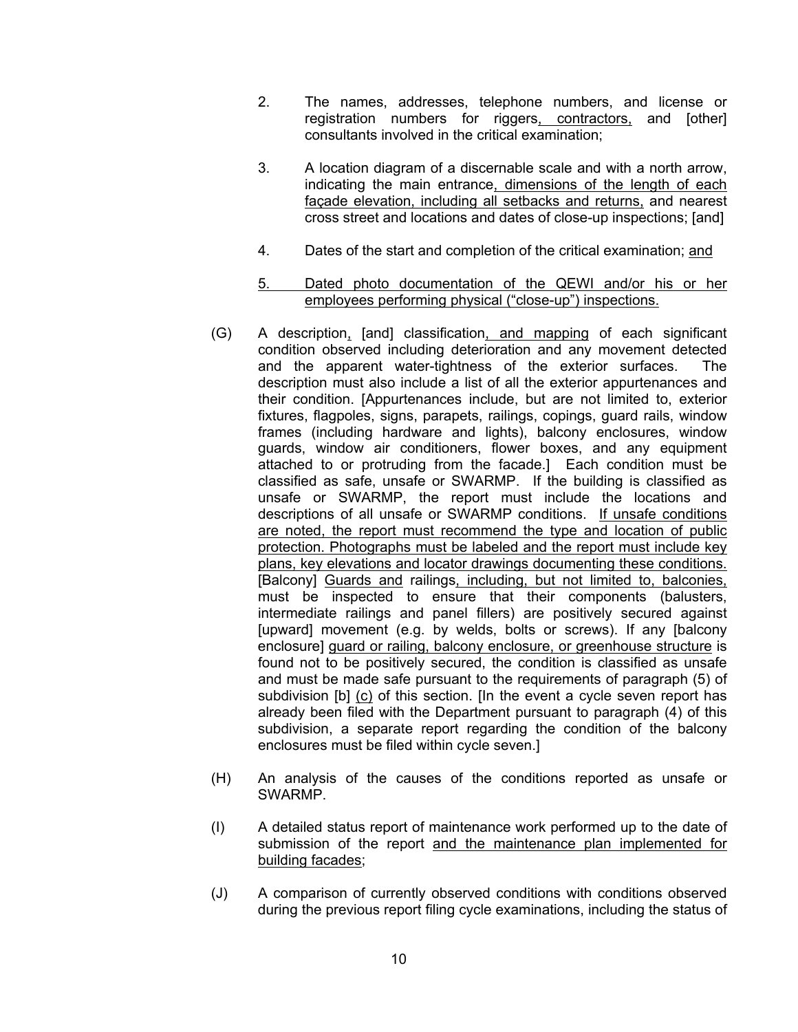2. The names, addresses, telephone numbers, and license or registration numbers for riggers<u>, contractors,</u> and [other] consultants involved in the critical examination;

3. A location diagram of a discernable scale and with a north arrow, indicating the main entrance<u>, dimensions of the length of each façade elevation, including all setbacks and returns,</u> and nearest cross street and locations and dates of close-up inspections; [and]

4. Dates of the start and completion of the critical examination; <u>and</u>

<u>5. Dated photo documentation of the QEWI and/or his or her employees performing physical ("close-up") inspections.</u>

(G) A description<u>,</u> [and] classification<u>, and mapping</u> of each significant condition observed including deterioration and any movement detected and the apparent water-tightness of the exterior surfaces. The description must also include a list of all the exterior appurtenances and their condition. [Appurtenances include, but are not limited to, exterior fixtures, flagpoles, signs, parapets, railings, copings, guard rails, window frames (including hardware and lights), balcony enclosures, window guards, window air conditioners, flower boxes, and any equipment attached to or protruding from the facade.] Each condition must be classified as safe, unsafe or SWARMP. If the building is classified as unsafe or SWARMP, the report must include the locations and descriptions of all unsafe or SWARMP conditions. <u>If unsafe conditions are noted, the report must recommend the type and location of public protection. Photographs must be labeled and the report must include key plans, key elevations and locator drawings documenting these conditions.</u> [Balcony] <u>Guards and</u> railings<u>, including, but not limited to, balconies,</u> must be inspected to ensure that their components (balusters, intermediate railings and panel fillers) are positively secured against [upward] movement (e.g. by welds, bolts or screws). If any [balcony enclosure] <u>guard or railing, balcony enclosure, or greenhouse structure</u> is found not to be positively secured, the condition is classified as unsafe and must be made safe pursuant to the requirements of paragraph (5) of subdivision [b] <u>(c)</u> of this section. [In the event a cycle seven report has already been filed with the Department pursuant to paragraph (4) of this subdivision, a separate report regarding the condition of the balcony enclosures must be filed within cycle seven.]

(H) An analysis of the causes of the conditions reported as unsafe or SWARMP.

(I) A detailed status report of maintenance work performed up to the date of submission of the report <u>and the maintenance plan implemented for building facades</u>;

(J) A comparison of currently observed conditions with conditions observed during the previous report filing cycle examinations, including the status of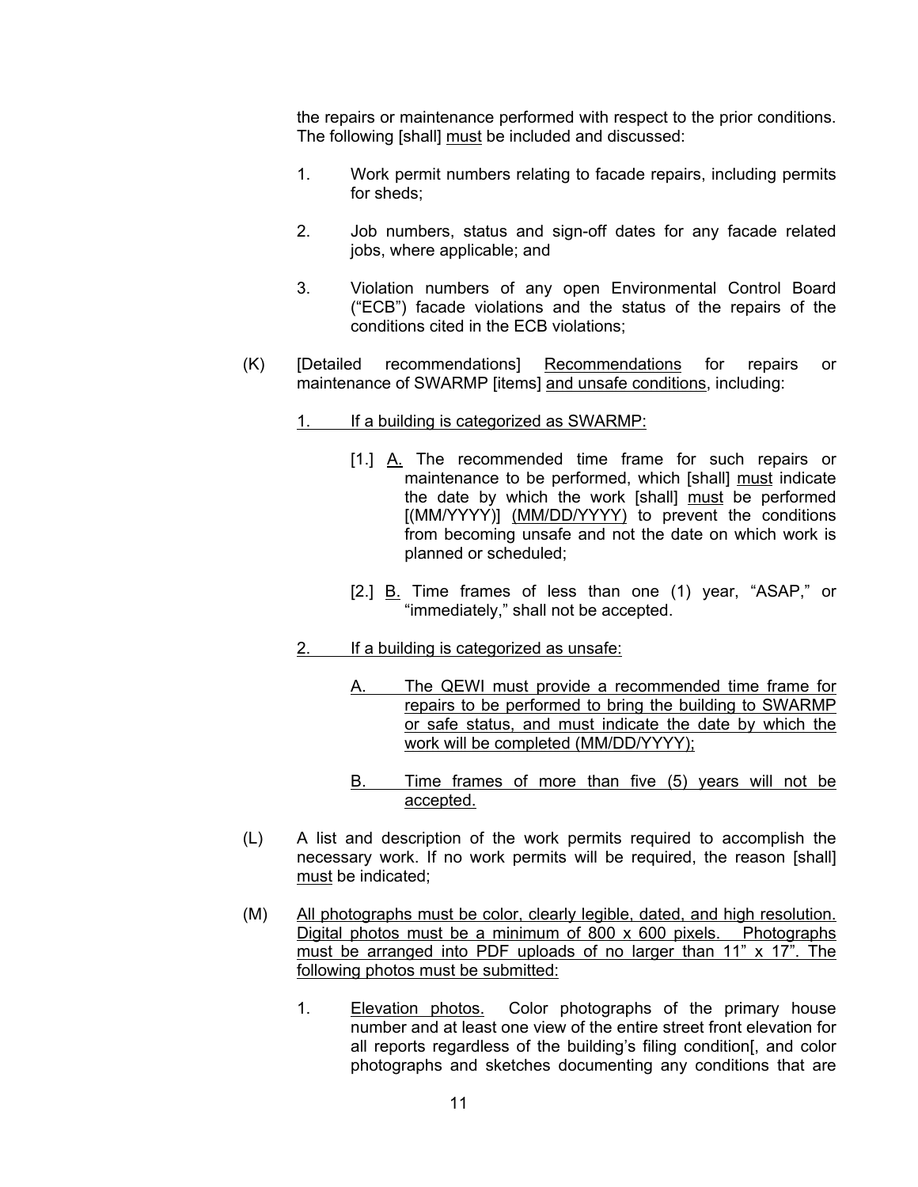the repairs or maintenance performed with respect to the prior conditions. The following [shall] must be included and discussed:

1. Work permit numbers relating to facade repairs, including permits for sheds;

2. Job numbers, status and sign-off dates for any facade related jobs, where applicable; and

3. Violation numbers of any open Environmental Control Board ("ECB") facade violations and the status of the repairs of the conditions cited in the ECB violations;

(K) [Detailed recommendations] Recommendations for repairs or maintenance of SWARMP [items] and unsafe conditions, including:

1. If a building is categorized as SWARMP:

   [1.] A. The recommended time frame for such repairs or maintenance to be performed, which [shall] must indicate the date by which the work [shall] must be performed [(MM/YYYY)] (MM/DD/YYYY) to prevent the conditions from becoming unsafe and not the date on which work is planned or scheduled;

   [2.] B. Time frames of less than one (1) year, "ASAP," or "immediately," shall not be accepted.

2. If a building is categorized as unsafe:

   A. The QEWI must provide a recommended time frame for repairs to be performed to bring the building to SWARMP or safe status, and must indicate the date by which the work will be completed (MM/DD/YYYY);

   B. Time frames of more than five (5) years will not be accepted.

(L) A list and description of the work permits required to accomplish the necessary work. If no work permits will be required, the reason [shall] must be indicated;

(M) All photographs must be color, clearly legible, dated, and high resolution. Digital photos must be a minimum of 800 x 600 pixels. Photographs must be arranged into PDF uploads of no larger than 11" x 17". The following photos must be submitted:

1. Elevation photos. Color photographs of the primary house number and at least one view of the entire street front elevation for all reports regardless of the building's filing condition[, and color photographs and sketches documenting any conditions that are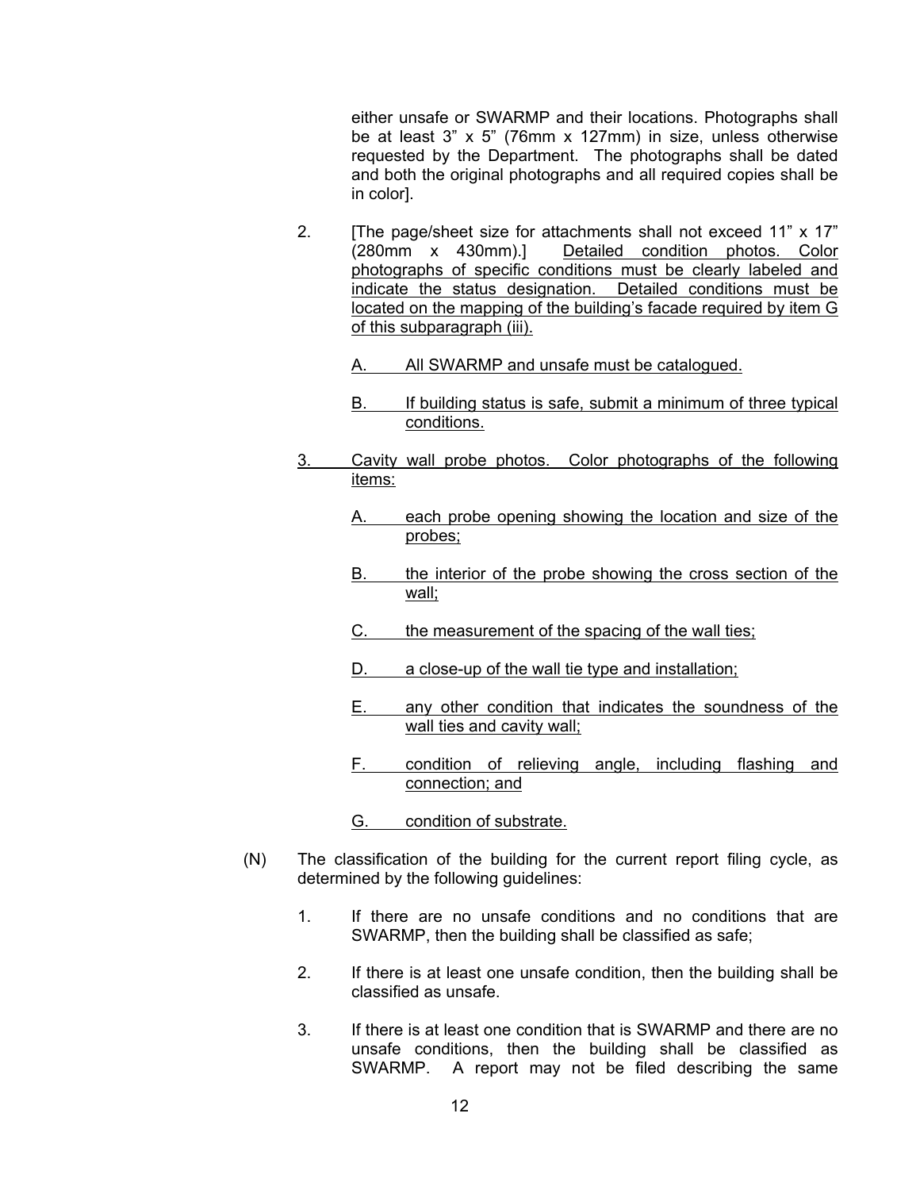either unsafe or SWARMP and their locations. Photographs shall be at least 3" x 5" (76mm x 127mm) in size, unless otherwise requested by the Department. The photographs shall be dated and both the original photographs and all required copies shall be in color].

2. [The page/sheet size for attachments shall not exceed 11" x 17" (280mm x 430mm).] <u>Detailed condition photos. Color photographs of specific conditions must be clearly labeled and indicate the status designation. Detailed conditions must be located on the mapping of the building's facade required by item G of this subparagraph (iii).</u>

   <u>A. All SWARMP and unsafe must be catalogued.</u>

   <u>B. If building status is safe, submit a minimum of three typical conditions.</u>

<u>3. Cavity wall probe photos. Color photographs of the following items:</u>

   <u>A. each probe opening showing the location and size of the probes;</u>

   <u>B. the interior of the probe showing the cross section of the wall;</u>

   <u>C. the measurement of the spacing of the wall ties;</u>

   <u>D. a close-up of the wall tie type and installation;</u>

   <u>E. any other condition that indicates the soundness of the wall ties and cavity wall;</u>

   <u>F. condition of relieving angle, including flashing and connection; and</u>

   <u>G. condition of substrate.</u>

(N) The classification of the building for the current report filing cycle, as determined by the following guidelines:

1. If there are no unsafe conditions and no conditions that are SWARMP, then the building shall be classified as safe;

2. If there is at least one unsafe condition, then the building shall be classified as unsafe.

3. If there is at least one condition that is SWARMP and there are no unsafe conditions, then the building shall be classified as SWARMP. A report may not be filed describing the same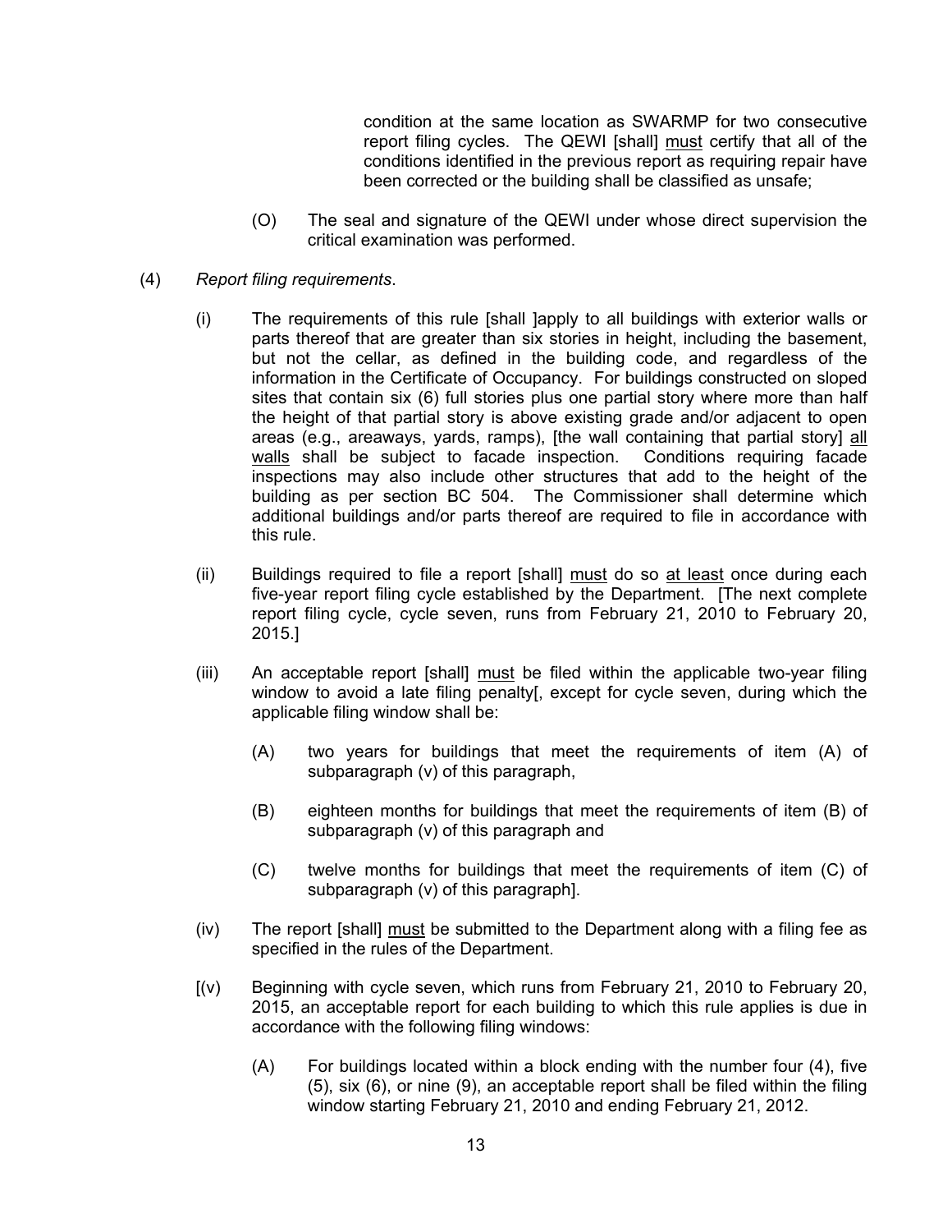condition at the same location as SWARMP for two consecutive report filing cycles. The QEWI [shall] <u>must</u> certify that all of the conditions identified in the previous report as requiring repair have been corrected or the building shall be classified as unsafe;

(O) The seal and signature of the QEWI under whose direct supervision the critical examination was performed.

(4) *Report filing requirements*.

(i) The requirements of this rule [shall ]apply to all buildings with exterior walls or parts thereof that are greater than six stories in height, including the basement, but not the cellar, as defined in the building code, and regardless of the information in the Certificate of Occupancy. For buildings constructed on sloped sites that contain six (6) full stories plus one partial story where more than half the height of that partial story is above existing grade and/or adjacent to open areas (e.g., areaways, yards, ramps), [the wall containing that partial story] <u>all walls</u> shall be subject to facade inspection. Conditions requiring facade inspections may also include other structures that add to the height of the building as per section BC 504. The Commissioner shall determine which additional buildings and/or parts thereof are required to file in accordance with this rule.

(ii) Buildings required to file a report [shall] <u>must</u> do so <u>at least</u> once during each five-year report filing cycle established by the Department. [The next complete report filing cycle, cycle seven, runs from February 21, 2010 to February 20, 2015.]

(iii) An acceptable report [shall] <u>must</u> be filed within the applicable two-year filing window to avoid a late filing penalty[, except for cycle seven, during which the applicable filing window shall be:

(A) two years for buildings that meet the requirements of item (A) of subparagraph (v) of this paragraph,

(B) eighteen months for buildings that meet the requirements of item (B) of subparagraph (v) of this paragraph and

(C) twelve months for buildings that meet the requirements of item (C) of subparagraph (v) of this paragraph].

(iv) The report [shall] <u>must</u> be submitted to the Department along with a filing fee as specified in the rules of the Department.

[(v) Beginning with cycle seven, which runs from February 21, 2010 to February 20, 2015, an acceptable report for each building to which this rule applies is due in accordance with the following filing windows:

(A) For buildings located within a block ending with the number four (4), five (5), six (6), or nine (9), an acceptable report shall be filed within the filing window starting February 21, 2010 and ending February 21, 2012.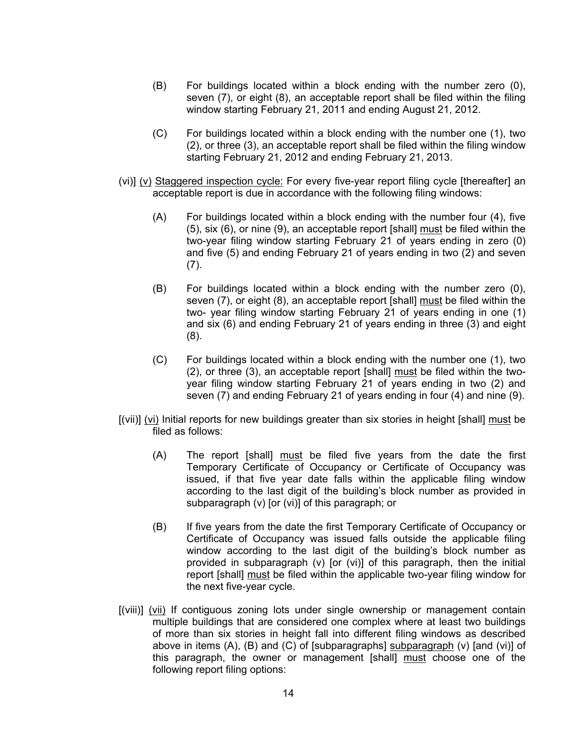(B) For buildings located within a block ending with the number zero (0), seven (7), or eight (8), an acceptable report shall be filed within the filing window starting February 21, 2011 and ending August 21, 2012.

(C) For buildings located within a block ending with the number one (1), two (2), or three (3), an acceptable report shall be filed within the filing window starting February 21, 2012 and ending February 21, 2013.

(vi)] <u>(v)</u> <u>Staggered inspection cycle:</u> For every five-year report filing cycle [thereafter] an acceptable report is due in accordance with the following filing windows:

(A) For buildings located within a block ending with the number four (4), five (5), six (6), or nine (9), an acceptable report [shall] <u>must</u> be filed within the two-year filing window starting February 21 of years ending in zero (0) and five (5) and ending February 21 of years ending in two (2) and seven (7).

(B) For buildings located within a block ending with the number zero (0), seven (7), or eight (8), an acceptable report [shall] <u>must</u> be filed within the two- year filing window starting February 21 of years ending in one (1) and six (6) and ending February 21 of years ending in three (3) and eight (8).

(C) For buildings located within a block ending with the number one (1), two (2), or three (3), an acceptable report [shall] <u>must</u> be filed within the two-year filing window starting February 21 of years ending in two (2) and seven (7) and ending February 21 of years ending in four (4) and nine (9).

[(vii)] <u>(vi)</u> Initial reports for new buildings greater than six stories in height [shall] <u>must</u> be filed as follows:

(A) The report [shall] <u>must</u> be filed five years from the date the first Temporary Certificate of Occupancy or Certificate of Occupancy was issued, if that five year date falls within the applicable filing window according to the last digit of the building's block number as provided in subparagraph (v) [or (vi)] of this paragraph; or

(B) If five years from the date the first Temporary Certificate of Occupancy or Certificate of Occupancy was issued falls outside the applicable filing window according to the last digit of the building's block number as provided in subparagraph (v) [or (vi)] of this paragraph, then the initial report [shall] <u>must</u> be filed within the applicable two-year filing window for the next five-year cycle.

[(viii)] <u>(vii)</u> If contiguous zoning lots under single ownership or management contain multiple buildings that are considered one complex where at least two buildings of more than six stories in height fall into different filing windows as described above in items (A), (B) and (C) of [subparagraphs] <u>subparagraph</u> (v) [and (vi)] of this paragraph, the owner or management [shall] <u>must</u> choose one of the following report filing options: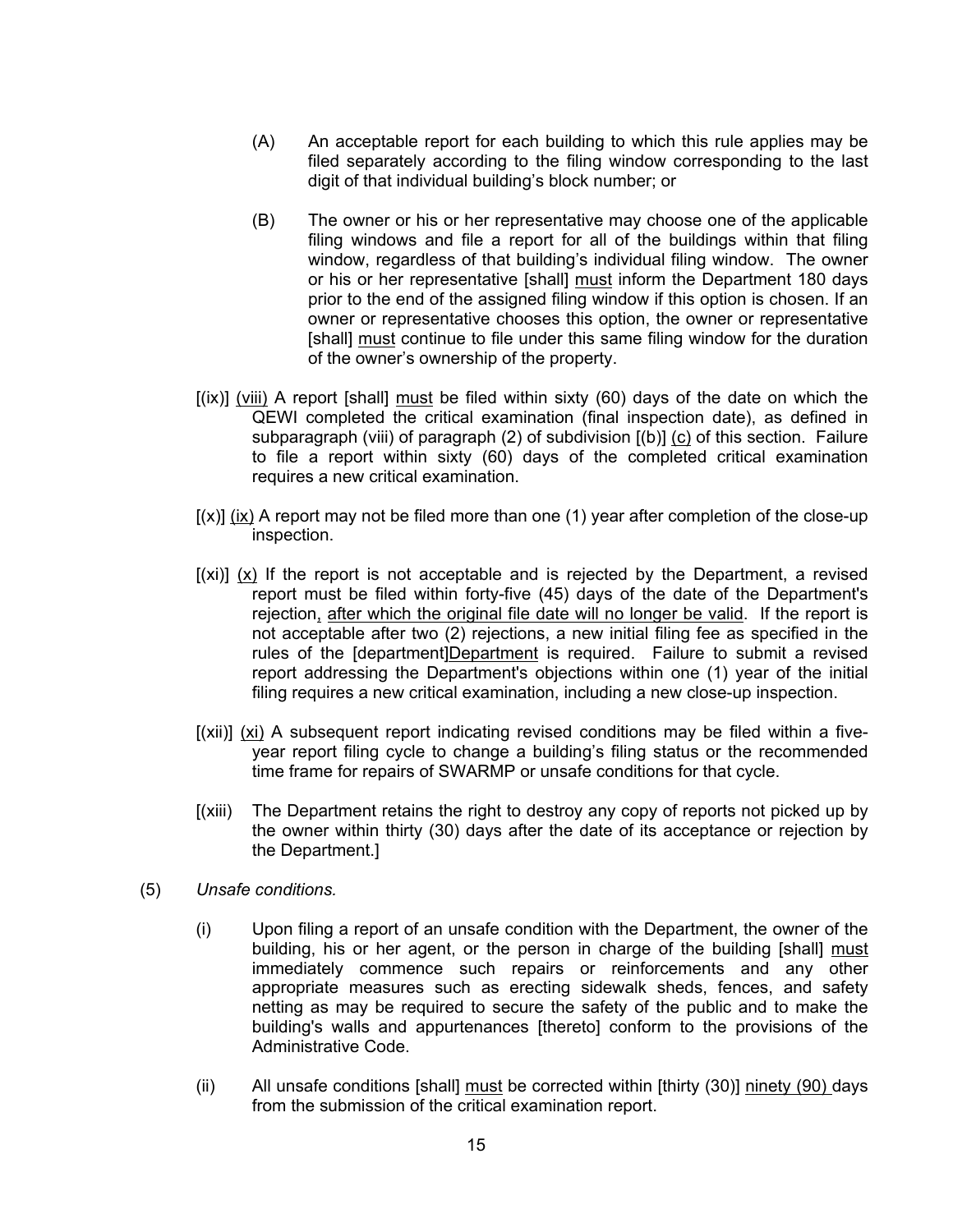(A) An acceptable report for each building to which this rule applies may be filed separately according to the filing window corresponding to the last digit of that individual building's block number; or

(B) The owner or his or her representative may choose one of the applicable filing windows and file a report for all of the buildings within that filing window, regardless of that building's individual filing window. The owner or his or her representative [shall] <u>must</u> inform the Department 180 days prior to the end of the assigned filing window if this option is chosen. If an owner or representative chooses this option, the owner or representative [shall] <u>must</u> continue to file under this same filing window for the duration of the owner's ownership of the property.

[(ix)] <u>(viii)</u> A report [shall] <u>must</u> be filed within sixty (60) days of the date on which the QEWI completed the critical examination (final inspection date), as defined in subparagraph (viii) of paragraph (2) of subdivision [(b)] <u>(c)</u> of this section. Failure to file a report within sixty (60) days of the completed critical examination requires a new critical examination.

[(x)] <u>(ix)</u> A report may not be filed more than one (1) year after completion of the close-up inspection.

[(xi)] <u>(x)</u> If the report is not acceptable and is rejected by the Department, a revised report must be filed within forty-five (45) days of the date of the Department's rejection<u>, after which the original file date will no longer be valid</u>. If the report is not acceptable after two (2) rejections, a new initial filing fee as specified in the rules of the [department]<u>Department</u> is required. Failure to submit a revised report addressing the Department's objections within one (1) year of the initial filing requires a new critical examination, including a new close-up inspection.

[(xii)] <u>(xi)</u> A subsequent report indicating revised conditions may be filed within a five-year report filing cycle to change a building's filing status or the recommended time frame for repairs of SWARMP or unsafe conditions for that cycle.

[(xiii) The Department retains the right to destroy any copy of reports not picked up by the owner within thirty (30) days after the date of its acceptance or rejection by the Department.]

(5) *Unsafe conditions.*

(i) Upon filing a report of an unsafe condition with the Department, the owner of the building, his or her agent, or the person in charge of the building [shall] <u>must</u> immediately commence such repairs or reinforcements and any other appropriate measures such as erecting sidewalk sheds, fences, and safety netting as may be required to secure the safety of the public and to make the building's walls and appurtenances [thereto] conform to the provisions of the Administrative Code.

(ii) All unsafe conditions [shall] <u>must</u> be corrected within [thirty (30)] <u>ninety (90)</u> days from the submission of the critical examination report.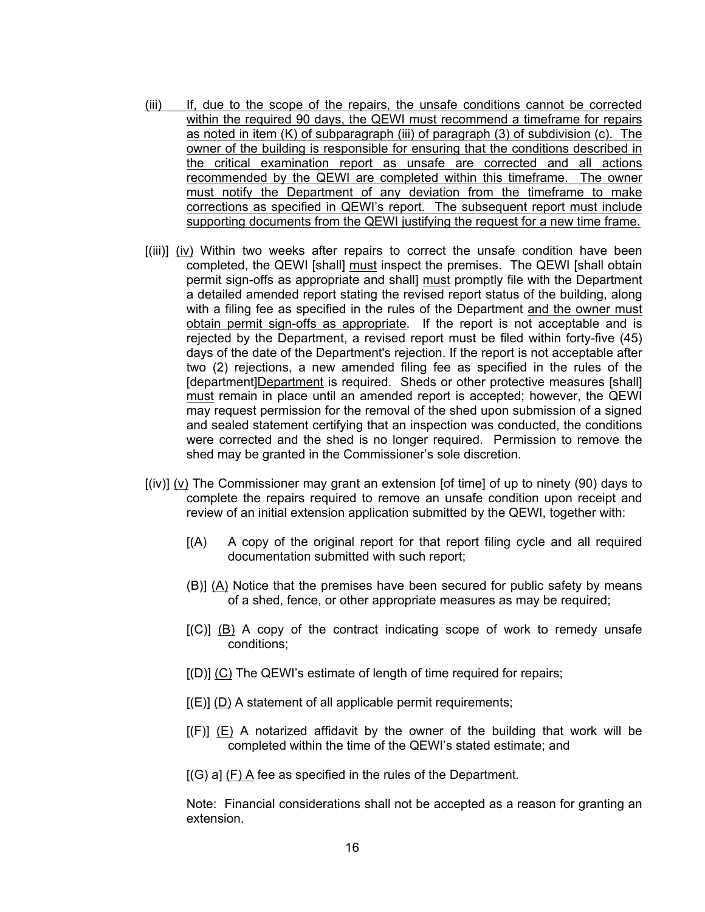(iii) If, due to the scope of the repairs, the unsafe conditions cannot be corrected within the required 90 days, the QEWI must recommend a timeframe for repairs as noted in item (K) of subparagraph (iii) of paragraph (3) of subdivision (c). The owner of the building is responsible for ensuring that the conditions described in the critical examination report as unsafe are corrected and all actions recommended by the QEWI are completed within this timeframe. The owner must notify the Department of any deviation from the timeframe to make corrections as specified in QEWI's report. The subsequent report must include supporting documents from the QEWI justifying the request for a new time frame.

[(iii)] (iv) Within two weeks after repairs to correct the unsafe condition have been completed, the QEWI [shall] must inspect the premises. The QEWI [shall obtain permit sign-offs as appropriate and shall] must promptly file with the Department a detailed amended report stating the revised report status of the building, along with a filing fee as specified in the rules of the Department and the owner must obtain permit sign-offs as appropriate. If the report is not acceptable and is rejected by the Department, a revised report must be filed within forty-five (45) days of the date of the Department's rejection. If the report is not acceptable after two (2) rejections, a new amended filing fee as specified in the rules of the [department]Department is required. Sheds or other protective measures [shall] must remain in place until an amended report is accepted; however, the QEWI may request permission for the removal of the shed upon submission of a signed and sealed statement certifying that an inspection was conducted, the conditions were corrected and the shed is no longer required. Permission to remove the shed may be granted in the Commissioner's sole discretion.

[(iv)] (v) The Commissioner may grant an extension [of time] of up to ninety (90) days to complete the repairs required to remove an unsafe condition upon receipt and review of an initial extension application submitted by the QEWI, together with:

[(A) A copy of the original report for that report filing cycle and all required documentation submitted with such report;

(B)] (A) Notice that the premises have been secured for public safety by means of a shed, fence, or other appropriate measures as may be required;

[(C)] (B) A copy of the contract indicating scope of work to remedy unsafe conditions;

[(D)] (C) The QEWI's estimate of length of time required for repairs;

[(E)] (D) A statement of all applicable permit requirements;

[(F)] (E) A notarized affidavit by the owner of the building that work will be completed within the time of the QEWI's stated estimate; and

[(G) a] (F) A fee as specified in the rules of the Department.

Note: Financial considerations shall not be accepted as a reason for granting an extension.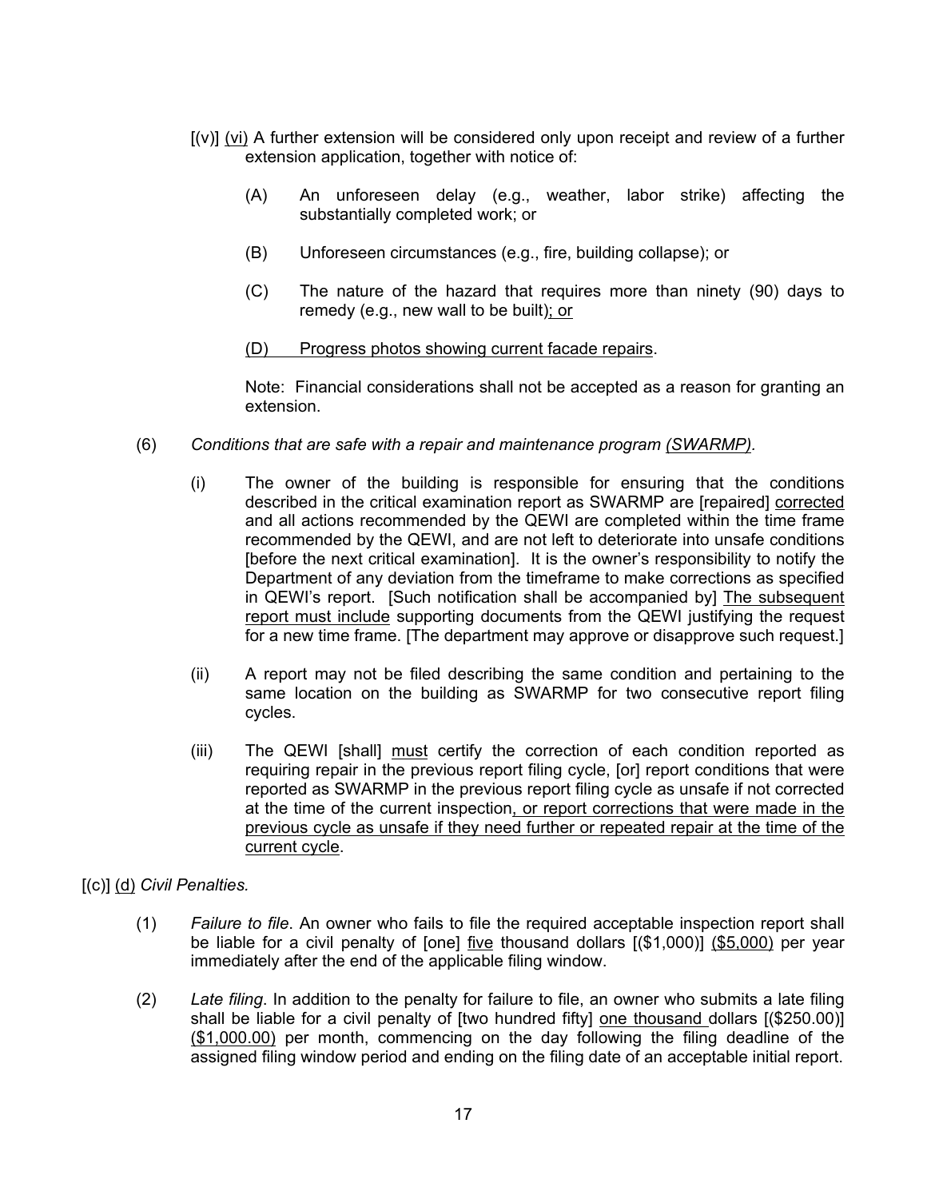[(v)] <u>(vi)</u> A further extension will be considered only upon receipt and review of a further extension application, together with notice of:

(A) An unforeseen delay (e.g., weather, labor strike) affecting the substantially completed work; or

(B) Unforeseen circumstances (e.g., fire, building collapse); or

(C) The nature of the hazard that requires more than ninety (90) days to remedy (e.g., new wall to be built)<u>; or</u>

<u>(D) Progress photos showing current facade repairs</u>.

Note: Financial considerations shall not be accepted as a reason for granting an extension.

(6) *Conditions that are safe with a repair and maintenance program <u>(SWARMP)</u>.*

(i) The owner of the building is responsible for ensuring that the conditions described in the critical examination report as SWARMP are [repaired] <u>corrected</u> and all actions recommended by the QEWI are completed within the time frame recommended by the QEWI, and are not left to deteriorate into unsafe conditions [before the next critical examination]. It is the owner's responsibility to notify the Department of any deviation from the timeframe to make corrections as specified in QEWI's report. [Such notification shall be accompanied by] <u>The subsequent report must include</u> supporting documents from the QEWI justifying the request for a new time frame. [The department may approve or disapprove such request.]

(ii) A report may not be filed describing the same condition and pertaining to the same location on the building as SWARMP for two consecutive report filing cycles.

(iii) The QEWI [shall] <u>must</u> certify the correction of each condition reported as requiring repair in the previous report filing cycle, [or] report conditions that were reported as SWARMP in the previous report filing cycle as unsafe if not corrected at the time of the current inspection<u>, or report corrections that were made in the previous cycle as unsafe if they need further or repeated repair at the time of the current cycle</u>.

[(c)] <u>(d)</u> *Civil Penalties.*

(1) *Failure to file*. An owner who fails to file the required acceptable inspection report shall be liable for a civil penalty of [one] <u>five</u> thousand dollars [($1,000)] <u>($5,000)</u> per year immediately after the end of the applicable filing window.

(2) *Late filing*. In addition to the penalty for failure to file, an owner who submits a late filing shall be liable for a civil penalty of [two hundred fifty] <u>one thousand</u> dollars [($250.00)] <u>($1,000.00)</u> per month, commencing on the day following the filing deadline of the assigned filing window period and ending on the filing date of an acceptable initial report.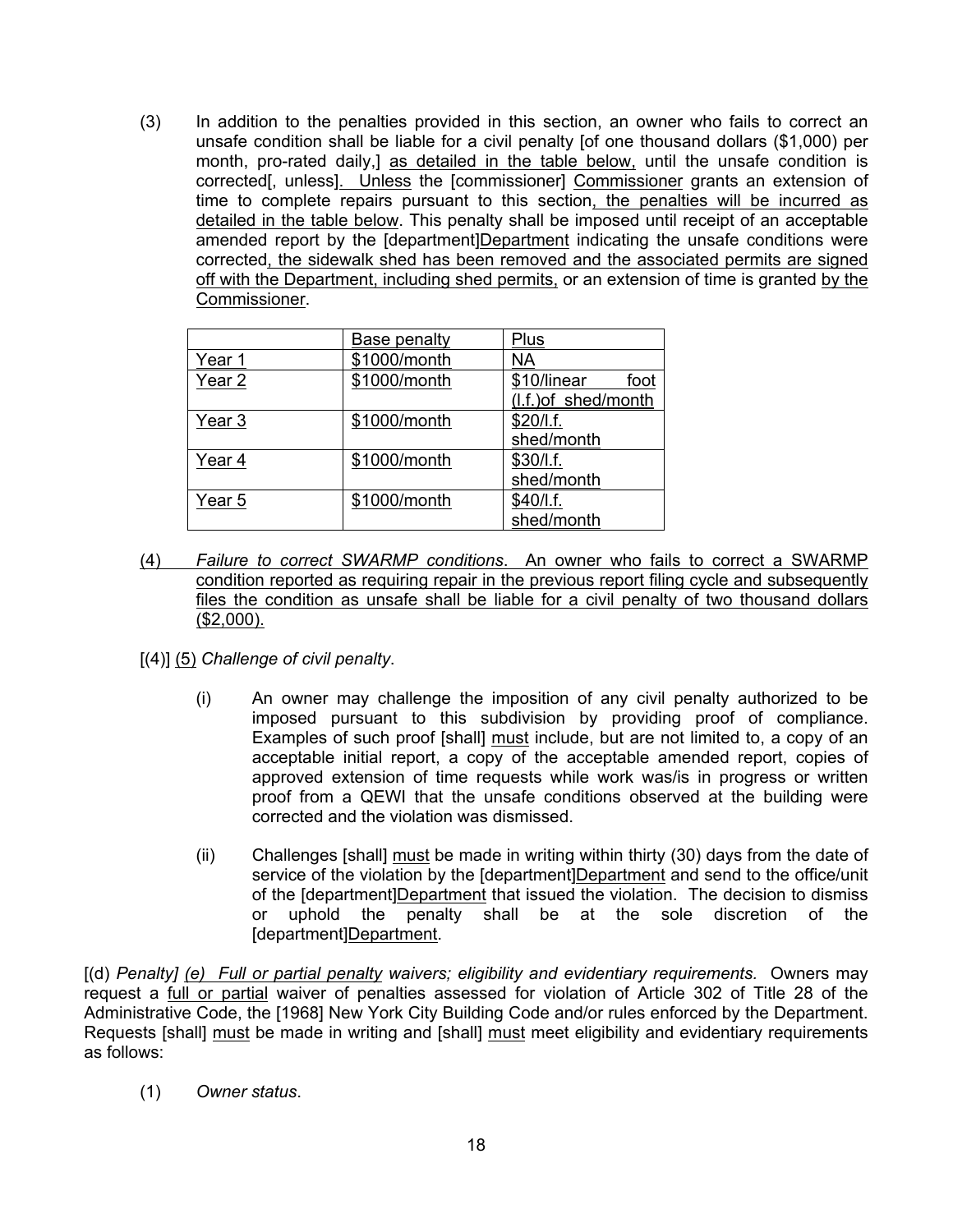(3) In addition to the penalties provided in this section, an owner who fails to correct an unsafe condition shall be liable for a civil penalty [of one thousand dollars ($1,000) per month, pro-rated daily,] as detailed in the table below, until the unsafe condition is corrected[, unless]. Unless the [commissioner] Commissioner grants an extension of time to complete repairs pursuant to this section, the penalties will be incurred as detailed in the table below. This penalty shall be imposed until receipt of an acceptable amended report by the [department]Department indicating the unsafe conditions were corrected, the sidewalk shed has been removed and the associated permits are signed off with the Department, including shed permits, or an extension of time is granted by the Commissioner.

| | Base penalty | Plus |
|---|---|---|
| Year 1 | $1000/month | NA |
| Year 2 | $1000/month | $10/linear foot (l.f.)of shed/month |
| Year 3 | $1000/month | $20/l.f. shed/month |
| Year 4 | $1000/month | $30/l.f. shed/month |
| Year 5 | $1000/month | $40/l.f. shed/month |

(4) *Failure to correct SWARMP conditions*. An owner who fails to correct a SWARMP condition reported as requiring repair in the previous report filing cycle and subsequently files the condition as unsafe shall be liable for a civil penalty of two thousand dollars ($2,000).

[(4)] (5) *Challenge of civil penalty*.

(i) An owner may challenge the imposition of any civil penalty authorized to be imposed pursuant to this subdivision by providing proof of compliance. Examples of such proof [shall] must include, but are not limited to, a copy of an acceptable initial report, a copy of the acceptable amended report, copies of approved extension of time requests while work was/is in progress or written proof from a QEWI that the unsafe conditions observed at the building were corrected and the violation was dismissed.

(ii) Challenges [shall] must be made in writing within thirty (30) days from the date of service of the violation by the [department]Department and send to the office/unit of the [department]Department that issued the violation. The decision to dismiss or uphold the penalty shall be at the sole discretion of the [department]Department.

[(d) *Penalty]* *(e) Full or partial penalty waivers; eligibility and evidentiary requirements.* Owners may request a full or partial waiver of penalties assessed for violation of Article 302 of Title 28 of the Administrative Code, the [1968] New York City Building Code and/or rules enforced by the Department. Requests [shall] must be made in writing and [shall] must meet eligibility and evidentiary requirements as follows:

(1) *Owner status*.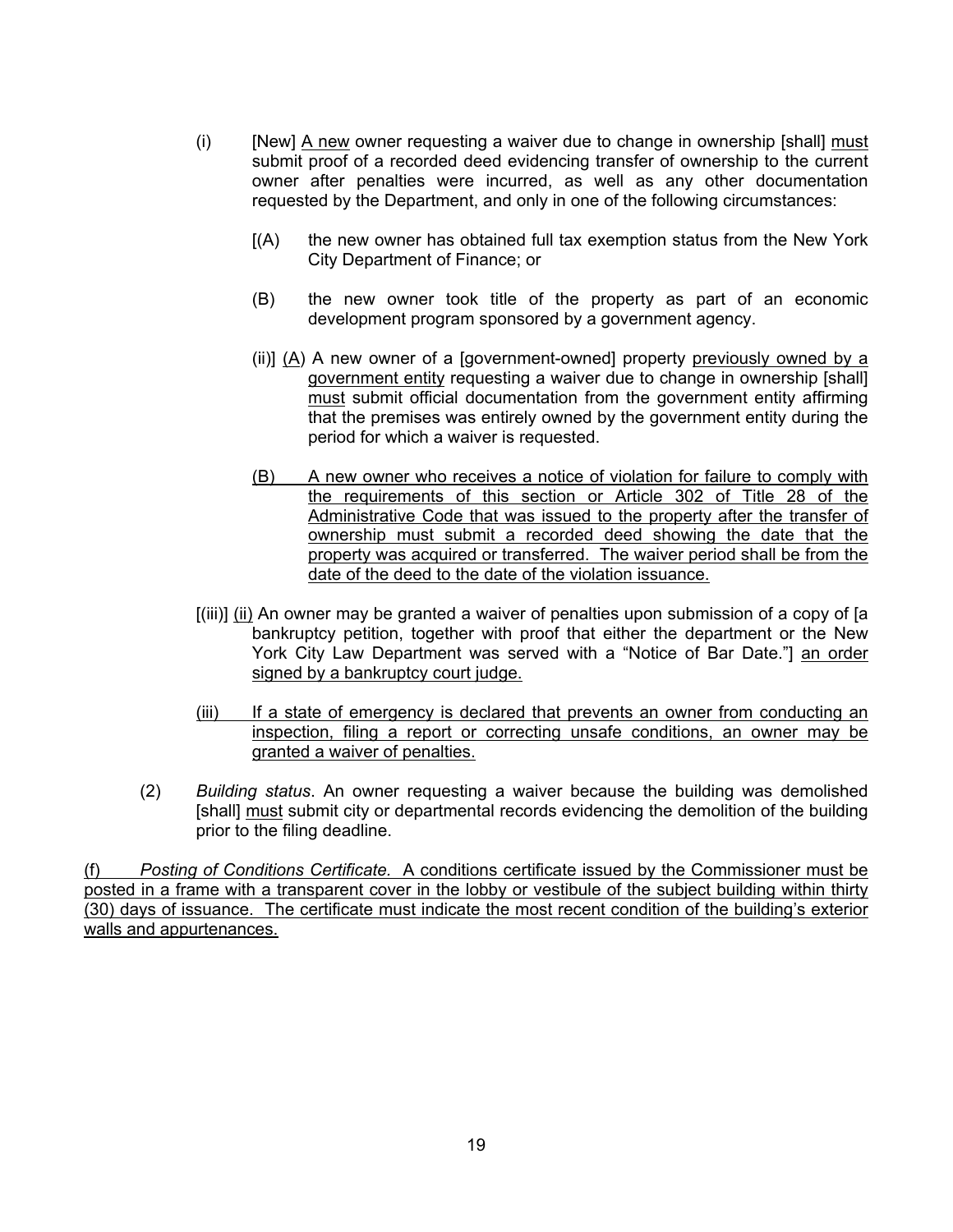(i) [New] A new owner requesting a waiver due to change in ownership [shall] must submit proof of a recorded deed evidencing transfer of ownership to the current owner after penalties were incurred, as well as any other documentation requested by the Department, and only in one of the following circumstances:

[(A) the new owner has obtained full tax exemption status from the New York City Department of Finance; or

(B) the new owner took title of the property as part of an economic development program sponsored by a government agency.

(ii)] (A) A new owner of a [government-owned] property previously owned by a government entity requesting a waiver due to change in ownership [shall] must submit official documentation from the government entity affirming that the premises was entirely owned by the government entity during the period for which a waiver is requested.

(B) A new owner who receives a notice of violation for failure to comply with the requirements of this section or Article 302 of Title 28 of the Administrative Code that was issued to the property after the transfer of ownership must submit a recorded deed showing the date that the property was acquired or transferred. The waiver period shall be from the date of the deed to the date of the violation issuance.

[(iii)] (ii) An owner may be granted a waiver of penalties upon submission of a copy of [a bankruptcy petition, together with proof that either the department or the New York City Law Department was served with a "Notice of Bar Date."] an order signed by a bankruptcy court judge.

(iii) If a state of emergency is declared that prevents an owner from conducting an inspection, filing a report or correcting unsafe conditions, an owner may be granted a waiver of penalties.

(2) *Building status*. An owner requesting a waiver because the building was demolished [shall] must submit city or departmental records evidencing the demolition of the building prior to the filing deadline.

(f) *Posting of Conditions Certificate.* A conditions certificate issued by the Commissioner must be posted in a frame with a transparent cover in the lobby or vestibule of the subject building within thirty (30) days of issuance. The certificate must indicate the most recent condition of the building's exterior walls and appurtenances.